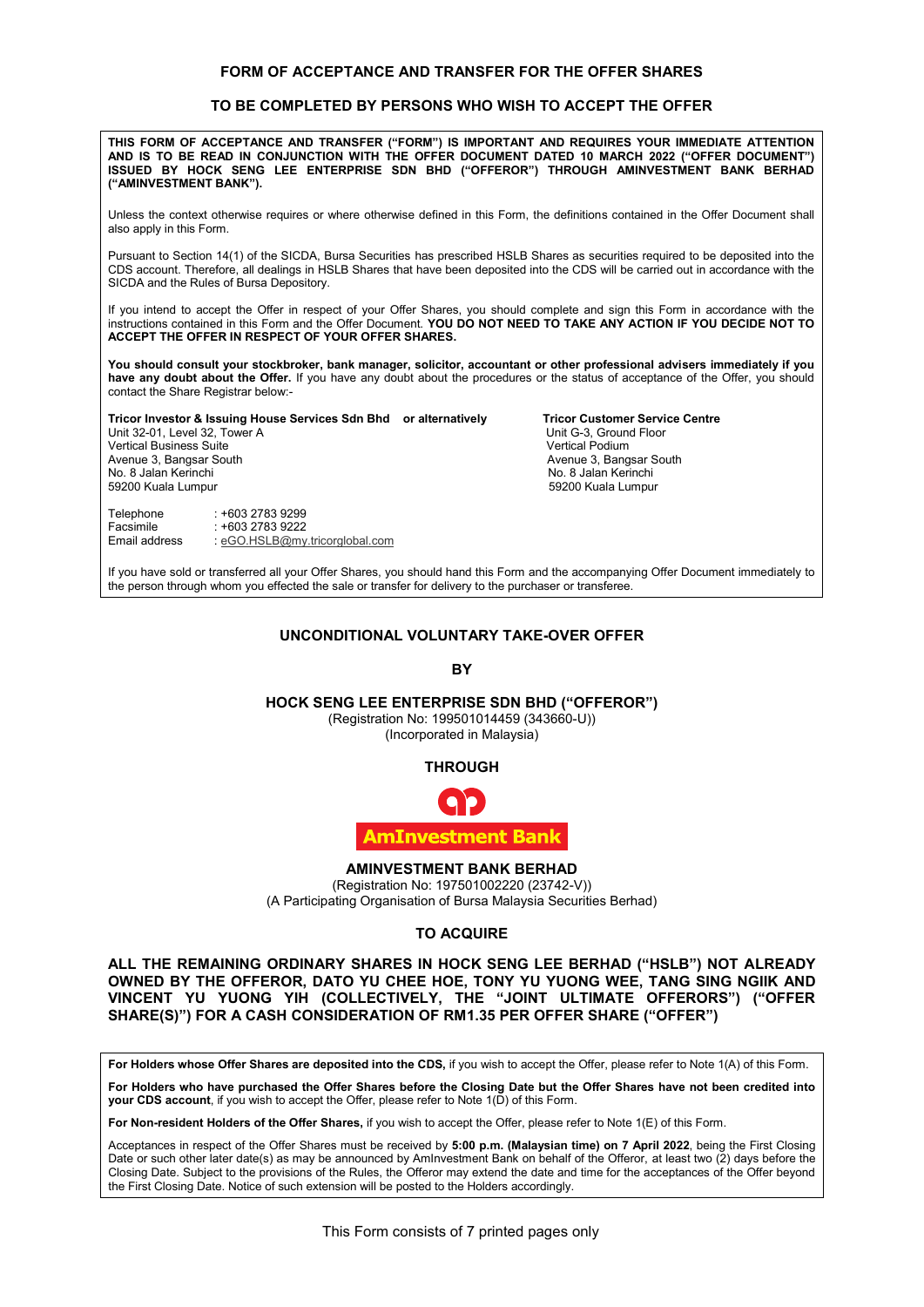## FORM OF ACCEPTANCE AND TRANSFER FOR THE OFFER SHARES

## TO BE COMPLETED BY PERSONS WHO WISH TO ACCEPT THE OFFER

**THIS FORM OF ACCEPTANCE AND TRANSFER ("FORM") IS IMPORTANT AND REQUIRES YOUR IMMEDIATE ATTENTION AND IS TO BE READ IN CONJUNCTION WITH THE OFFER DOCUMENT DATED 10 MARCH 2022 ("OFFER DOCUMENT") ISSUED BY HOCK SENG LEE ENTERPRISE SDN BHD ("OFFEROR") THROUGH AMINVESTMENT BANK BERHAD ("AMINVESTMENT BANK").**

Unless the context otherwise requires or where otherwise defined in this Form, the definitions contained in the Offer Document shall also apply in this Form.

Pursuant to Section 14(1) of the SICDA, Bursa Securities has prescribed HSLB Shares as securities required to be deposited into the CDS account. Therefore, all dealings in HSLB Shares that have been deposited into the CDS will be carried out in accordance with the SICDA and the Rules of Bursa Depository.

If you intend to accept the Offer in respect of your Offer Shares, you should complete and sign this Form in accordance with the instructions contained in this Form and the Offer Document. **YOU DO NOT NEED TO TAKE ANY ACTION IF YOU DECIDE NOT TO ACCEPT THE OFFER IN RESPECT OF YOUR OFFER SHARES.**

**You should consult your stockbroker, bank manager, solicitor, accountant or other professional advisers immediately if you have any doubt about the Offer.** If you have any doubt about the procedures or the status of acceptance of the Offer, you should contact the Share Registrar below:-

**Tricor Investor & Issuing House Services Sdn Bhd**
Unit 32-01, Level 32, Tower A
Vertical Business Suite
Avenue 3, Bangsar South
No. 8 Jalan Kerinchi
59200 Kuala Lumpur

**or alternatively**

**Tricor Customer Service Centre**
Unit G-3, Ground Floor
Vertical Podium
Avenue 3, Bangsar South
No. 8 Jalan Kerinchi
59200 Kuala Lumpur

Telephone : +603 2783 9299
Facsimile : +603 2783 9222
Email address : eGO.HSLB@my.tricorglobal.com

If you have sold or transferred all your Offer Shares, you should hand this Form and the accompanying Offer Document immediately to the person through whom you effected the sale or transfer for delivery to the purchaser or transferee.

## UNCONDITIONAL VOLUNTARY TAKE-OVER OFFER

**BY**

**HOCK SENG LEE ENTERPRISE SDN BHD ("OFFEROR")**
(Registration No: 199501014459 (343660-U))
(Incorporated in Malaysia)

**THROUGH**

**AmInvestment Bank**

**AMINVESTMENT BANK BERHAD**
(Registration No: 197501002220 (23742-V))
(A Participating Organisation of Bursa Malaysia Securities Berhad)

**TO ACQUIRE**

**ALL THE REMAINING ORDINARY SHARES IN HOCK SENG LEE BERHAD ("HSLB") NOT ALREADY OWNED BY THE OFFEROR, DATO YU CHEE HOE, TONY YU YUONG WEE, TANG SING NGIIK AND VINCENT YU YUONG YIH (COLLECTIVELY, THE "JOINT ULTIMATE OFFERORS") ("OFFER SHARE(S)") FOR A CASH CONSIDERATION OF RM1.35 PER OFFER SHARE ("OFFER")**

**For Holders whose Offer Shares are deposited into the CDS,** if you wish to accept the Offer, please refer to Note 1(A) of this Form.

**For Holders who have purchased the Offer Shares before the Closing Date but the Offer Shares have not been credited into your CDS account**, if you wish to accept the Offer, please refer to Note 1(D) of this Form.

**For Non-resident Holders of the Offer Shares,** if you wish to accept the Offer, please refer to Note 1(E) of this Form.

Acceptances in respect of the Offer Shares must be received by **5:00 p.m. (Malaysian time) on 7 April 2022**, being the First Closing Date or such other later date(s) as may be announced by AmInvestment Bank on behalf of the Offeror, at least two (2) days before the Closing Date. Subject to the provisions of the Rules, the Offeror may extend the date and time for the acceptances of the Offer beyond the First Closing Date. Notice of such extension will be posted to the Holders accordingly.

This Form consists of 7 printed pages only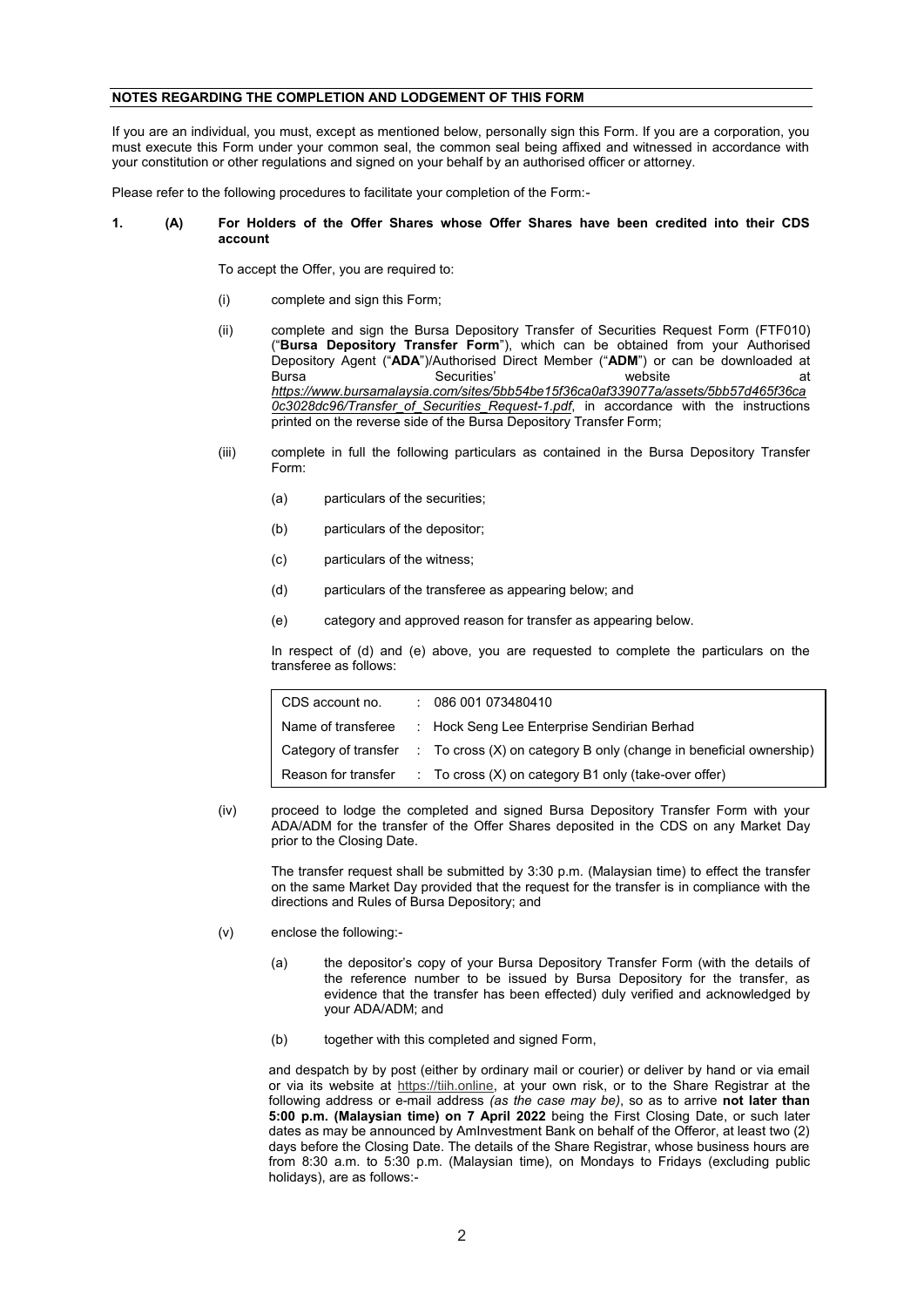## NOTES REGARDING THE COMPLETION AND LODGEMENT OF THIS FORM

If you are an individual, you must, except as mentioned below, personally sign this Form. If you are a corporation, you must execute this Form under your common seal, the common seal being affixed and witnessed in accordance with your constitution or other regulations and signed on your behalf by an authorised officer or attorney.

Please refer to the following procedures to facilitate your completion of the Form:-

**1. (A) For Holders of the Offer Shares whose Offer Shares have been credited into their CDS account**

To accept the Offer, you are required to:

(i) complete and sign this Form;

(ii) complete and sign the Bursa Depository Transfer of Securities Request Form (FTF010) ("**Bursa Depository Transfer Form**"), which can be obtained from your Authorised Depository Agent ("**ADA**")/Authorised Direct Member ("**ADM**") or can be downloaded at Bursa Securities' website at *https://www.bursamalaysia.com/sites/5bb54be15f36ca0af339077a/assets/5bb57d465f36ca0c3028dc96/Transfer_of_Securities_Request-1.pdf*, in accordance with the instructions printed on the reverse side of the Bursa Depository Transfer Form;

(iii) complete in full the following particulars as contained in the Bursa Depository Transfer Form:

(a) particulars of the securities;

(b) particulars of the depositor;

(c) particulars of the witness;

(d) particulars of the transferee as appearing below; and

(e) category and approved reason for transfer as appearing below.

In respect of (d) and (e) above, you are requested to complete the particulars on the transferee as follows:

| | | |
|---|---|---|
| CDS account no. | : | 086 001 073480410 |
| Name of transferee | : | Hock Seng Lee Enterprise Sendirian Berhad |
| Category of transfer | : | To cross (X) on category B only (change in beneficial ownership) |
| Reason for transfer | : | To cross (X) on category B1 only (take-over offer) |

(iv) proceed to lodge the completed and signed Bursa Depository Transfer Form with your ADA/ADM for the transfer of the Offer Shares deposited in the CDS on any Market Day prior to the Closing Date.

The transfer request shall be submitted by 3:30 p.m. (Malaysian time) to effect the transfer on the same Market Day provided that the request for the transfer is in compliance with the directions and Rules of Bursa Depository; and

(v) enclose the following:-

(a) the depositor's copy of your Bursa Depository Transfer Form (with the details of the reference number to be issued by Bursa Depository for the transfer, as evidence that the transfer has been effected) duly verified and acknowledged by your ADA/ADM; and

(b) together with this completed and signed Form,

and despatch by by post (either by ordinary mail or courier) or deliver by hand or via email or via its website at https://tiih.online, at your own risk, or to the Share Registrar at the following address or e-mail address *(as the case may be)*, so as to arrive **not later than 5:00 p.m. (Malaysian time) on 7 April 2022** being the First Closing Date, or such later dates as may be announced by AmInvestment Bank on behalf of the Offeror, at least two (2) days before the Closing Date. The details of the Share Registrar, whose business hours are from 8:30 a.m. to 5:30 p.m. (Malaysian time), on Mondays to Fridays (excluding public holidays), are as follows:-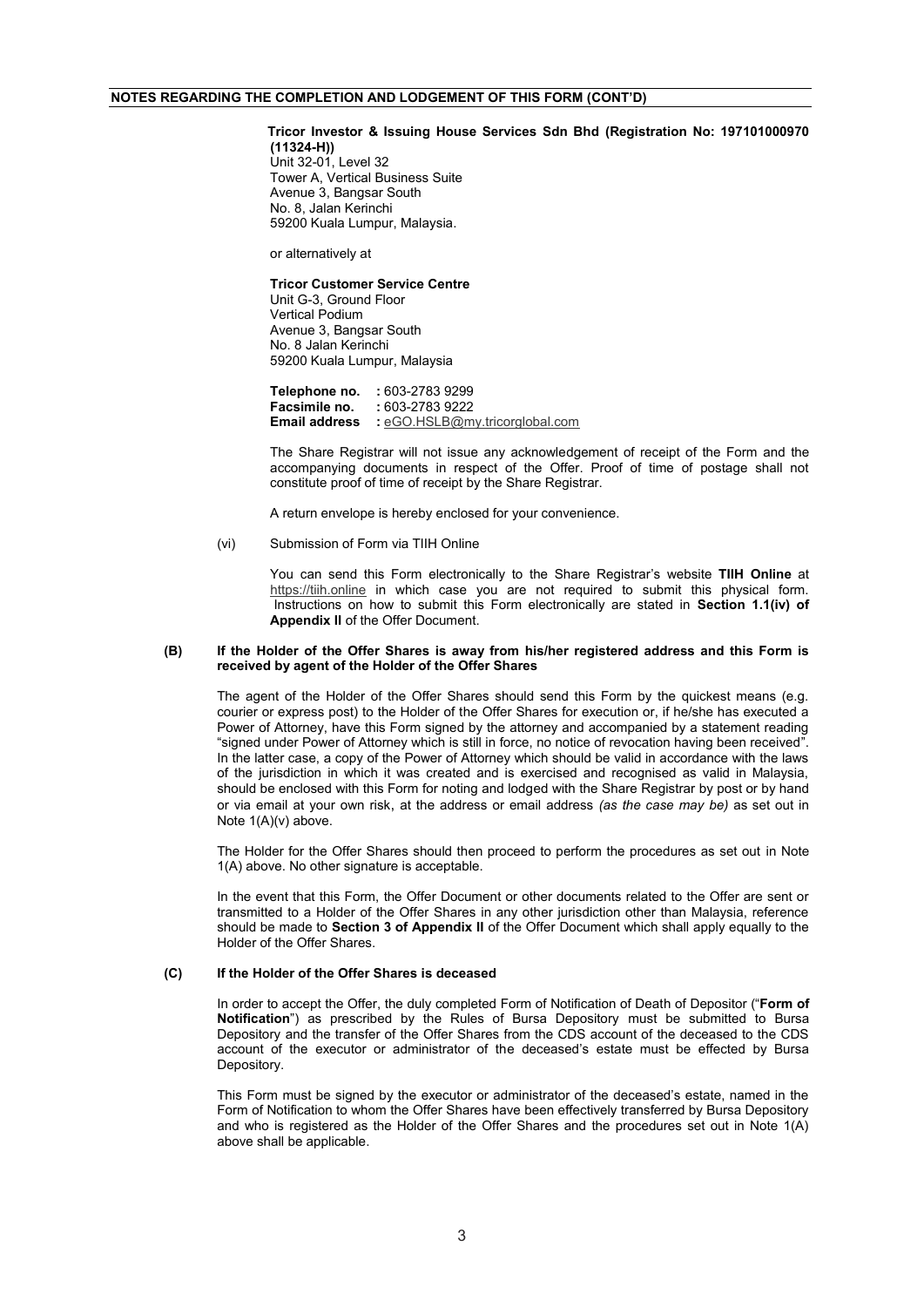## NOTES REGARDING THE COMPLETION AND LODGEMENT OF THIS FORM (CONT'D)

**Tricor Investor & Issuing House Services Sdn Bhd (Registration No: 197101000970 (11324-H))**
Unit 32-01, Level 32
Tower A, Vertical Business Suite
Avenue 3, Bangsar South
No. 8, Jalan Kerinchi
59200 Kuala Lumpur, Malaysia.

or alternatively at

**Tricor Customer Service Centre**
Unit G-3, Ground Floor
Vertical Podium
Avenue 3, Bangsar South
No. 8 Jalan Kerinchi
59200 Kuala Lumpur, Malaysia

**Telephone no.** : 603-2783 9299
**Facsimile no.** : 603-2783 9222
**Email address** : eGO.HSLB@my.tricorglobal.com

The Share Registrar will not issue any acknowledgement of receipt of the Form and the accompanying documents in respect of the Offer. Proof of time of postage shall not constitute proof of time of receipt by the Share Registrar.

A return envelope is hereby enclosed for your convenience.

(vi) Submission of Form via TIIH Online

You can send this Form electronically to the Share Registrar's website **TIIH Online** at https://tiih.online in which case you are not required to submit this physical form. Instructions on how to submit this Form electronically are stated in **Section 1.1(iv) of Appendix II** of the Offer Document.

**(B) If the Holder of the Offer Shares is away from his/her registered address and this Form is received by agent of the Holder of the Offer Shares**

The agent of the Holder of the Offer Shares should send this Form by the quickest means (e.g. courier or express post) to the Holder of the Offer Shares for execution or, if he/she has executed a Power of Attorney, have this Form signed by the attorney and accompanied by a statement reading "signed under Power of Attorney which is still in force, no notice of revocation having been received". In the latter case, a copy of the Power of Attorney which should be valid in accordance with the laws of the jurisdiction in which it was created and is exercised and recognised as valid in Malaysia, should be enclosed with this Form for noting and lodged with the Share Registrar by post or by hand or via email at your own risk, at the address or email address *(as the case may be)* as set out in Note 1(A)(v) above.

The Holder for the Offer Shares should then proceed to perform the procedures as set out in Note 1(A) above. No other signature is acceptable.

In the event that this Form, the Offer Document or other documents related to the Offer are sent or transmitted to a Holder of the Offer Shares in any other jurisdiction other than Malaysia, reference should be made to **Section 3 of Appendix II** of the Offer Document which shall apply equally to the Holder of the Offer Shares.

**(C) If the Holder of the Offer Shares is deceased**

In order to accept the Offer, the duly completed Form of Notification of Death of Depositor ("**Form of Notification**") as prescribed by the Rules of Bursa Depository must be submitted to Bursa Depository and the transfer of the Offer Shares from the CDS account of the deceased to the CDS account of the executor or administrator of the deceased's estate must be effected by Bursa Depository.

This Form must be signed by the executor or administrator of the deceased's estate, named in the Form of Notification to whom the Offer Shares have been effectively transferred by Bursa Depository and who is registered as the Holder of the Offer Shares and the procedures set out in Note 1(A) above shall be applicable.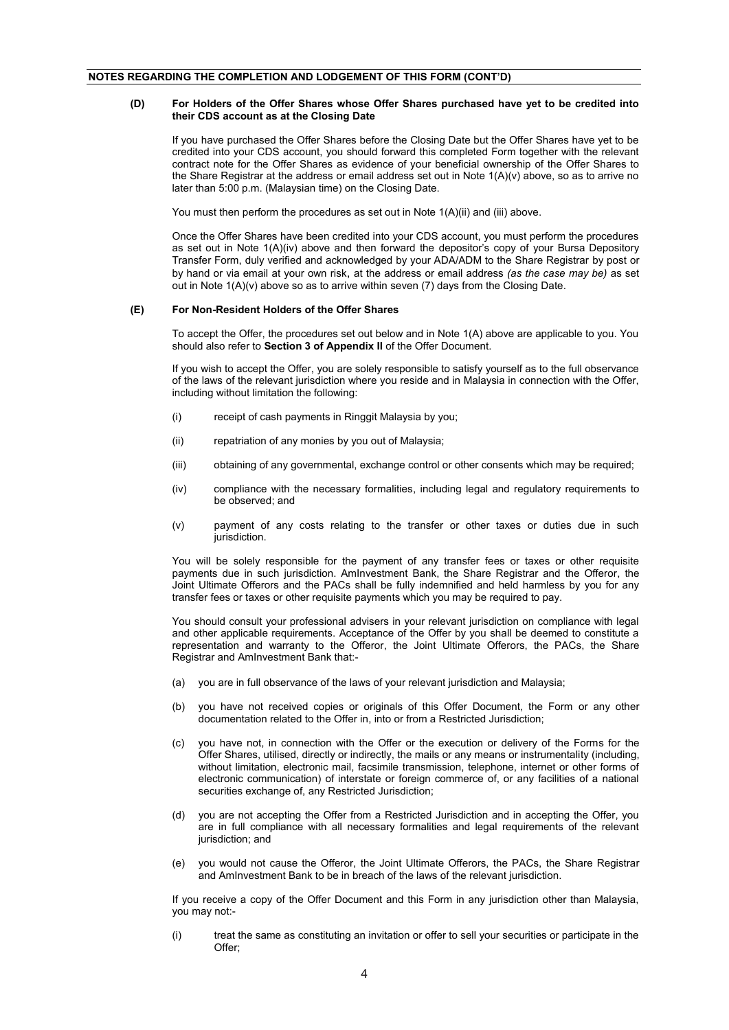**NOTES REGARDING THE COMPLETION AND LODGEMENT OF THIS FORM (CONT'D)**

**(D) For Holders of the Offer Shares whose Offer Shares purchased have yet to be credited into their CDS account as at the Closing Date**

If you have purchased the Offer Shares before the Closing Date but the Offer Shares have yet to be credited into your CDS account, you should forward this completed Form together with the relevant contract note for the Offer Shares as evidence of your beneficial ownership of the Offer Shares to the Share Registrar at the address or email address set out in Note 1(A)(v) above, so as to arrive no later than 5:00 p.m. (Malaysian time) on the Closing Date.

You must then perform the procedures as set out in Note 1(A)(ii) and (iii) above.

Once the Offer Shares have been credited into your CDS account, you must perform the procedures as set out in Note 1(A)(iv) above and then forward the depositor's copy of your Bursa Depository Transfer Form, duly verified and acknowledged by your ADA/ADM to the Share Registrar by post or by hand or via email at your own risk, at the address or email address *(as the case may be)* as set out in Note 1(A)(v) above so as to arrive within seven (7) days from the Closing Date.

**(E) For Non-Resident Holders of the Offer Shares**

To accept the Offer, the procedures set out below and in Note 1(A) above are applicable to you. You should also refer to **Section 3 of Appendix II** of the Offer Document.

If you wish to accept the Offer, you are solely responsible to satisfy yourself as to the full observance of the laws of the relevant jurisdiction where you reside and in Malaysia in connection with the Offer, including without limitation the following:

(i) receipt of cash payments in Ringgit Malaysia by you;

(ii) repatriation of any monies by you out of Malaysia;

(iii) obtaining of any governmental, exchange control or other consents which may be required;

(iv) compliance with the necessary formalities, including legal and regulatory requirements to be observed; and

(v) payment of any costs relating to the transfer or other taxes or duties due in such jurisdiction.

You will be solely responsible for the payment of any transfer fees or taxes or other requisite payments due in such jurisdiction. AmInvestment Bank, the Share Registrar and the Offeror, the Joint Ultimate Offerors and the PACs shall be fully indemnified and held harmless by you for any transfer fees or taxes or other requisite payments which you may be required to pay.

You should consult your professional advisers in your relevant jurisdiction on compliance with legal and other applicable requirements. Acceptance of the Offer by you shall be deemed to constitute a representation and warranty to the Offeror, the Joint Ultimate Offerors, the PACs, the Share Registrar and AmInvestment Bank that:-

(a) you are in full observance of the laws of your relevant jurisdiction and Malaysia;

(b) you have not received copies or originals of this Offer Document, the Form or any other documentation related to the Offer in, into or from a Restricted Jurisdiction;

(c) you have not, in connection with the Offer or the execution or delivery of the Forms for the Offer Shares, utilised, directly or indirectly, the mails or any means or instrumentality (including, without limitation, electronic mail, facsimile transmission, telephone, internet or other forms of electronic communication) of interstate or foreign commerce of, or any facilities of a national securities exchange of, any Restricted Jurisdiction;

(d) you are not accepting the Offer from a Restricted Jurisdiction and in accepting the Offer, you are in full compliance with all necessary formalities and legal requirements of the relevant jurisdiction; and

(e) you would not cause the Offeror, the Joint Ultimate Offerors, the PACs, the Share Registrar and AmInvestment Bank to be in breach of the laws of the relevant jurisdiction.

If you receive a copy of the Offer Document and this Form in any jurisdiction other than Malaysia, you may not:-

(i) treat the same as constituting an invitation or offer to sell your securities or participate in the Offer;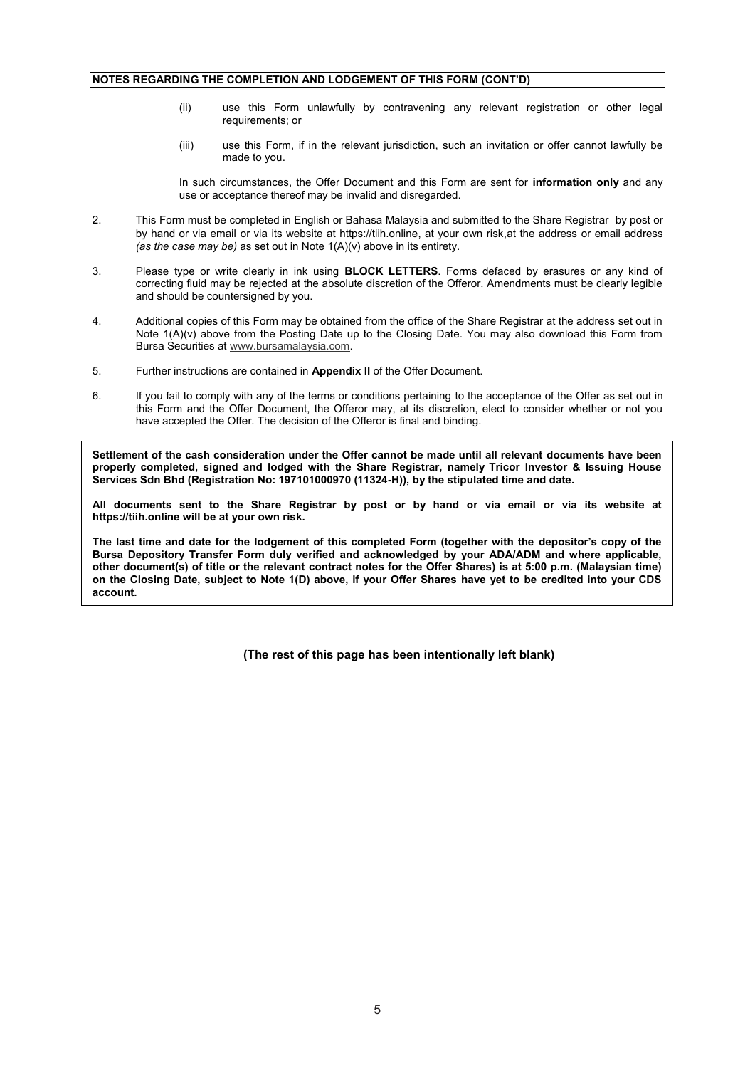**NOTES REGARDING THE COMPLETION AND LODGEMENT OF THIS FORM (CONT'D)**

(ii) use this Form unlawfully by contravening any relevant registration or other legal requirements; or

(iii) use this Form, if in the relevant jurisdiction, such an invitation or offer cannot lawfully be made to you.

In such circumstances, the Offer Document and this Form are sent for **information only** and any use or acceptance thereof may be invalid and disregarded.

2. This Form must be completed in English or Bahasa Malaysia and submitted to the Share Registrar by post or by hand or via email or via its website at https://tiih.online, at your own risk,at the address or email address *(as the case may be)* as set out in Note 1(A)(v) above in its entirety.

3. Please type or write clearly in ink using **BLOCK LETTERS**. Forms defaced by erasures or any kind of correcting fluid may be rejected at the absolute discretion of the Offeror. Amendments must be clearly legible and should be countersigned by you.

4. Additional copies of this Form may be obtained from the office of the Share Registrar at the address set out in Note 1(A)(v) above from the Posting Date up to the Closing Date. You may also download this Form from Bursa Securities at www.bursamalaysia.com.

5. Further instructions are contained in **Appendix II** of the Offer Document.

6. If you fail to comply with any of the terms or conditions pertaining to the acceptance of the Offer as set out in this Form and the Offer Document, the Offeror may, at its discretion, elect to consider whether or not you have accepted the Offer. The decision of the Offeror is final and binding.

**Settlement of the cash consideration under the Offer cannot be made until all relevant documents have been properly completed, signed and lodged with the Share Registrar, namely Tricor Investor & Issuing House Services Sdn Bhd (Registration No: 197101000970 (11324-H)), by the stipulated time and date.**

**All documents sent to the Share Registrar by post or by hand or via email or via its website at https://tiih.online will be at your own risk.**

**The last time and date for the lodgement of this completed Form (together with the depositor's copy of the Bursa Depository Transfer Form duly verified and acknowledged by your ADA/ADM and where applicable, other document(s) of title or the relevant contract notes for the Offer Shares) is at 5:00 p.m. (Malaysian time) on the Closing Date, subject to Note 1(D) above, if your Offer Shares have yet to be credited into your CDS account.**

**(The rest of this page has been intentionally left blank)**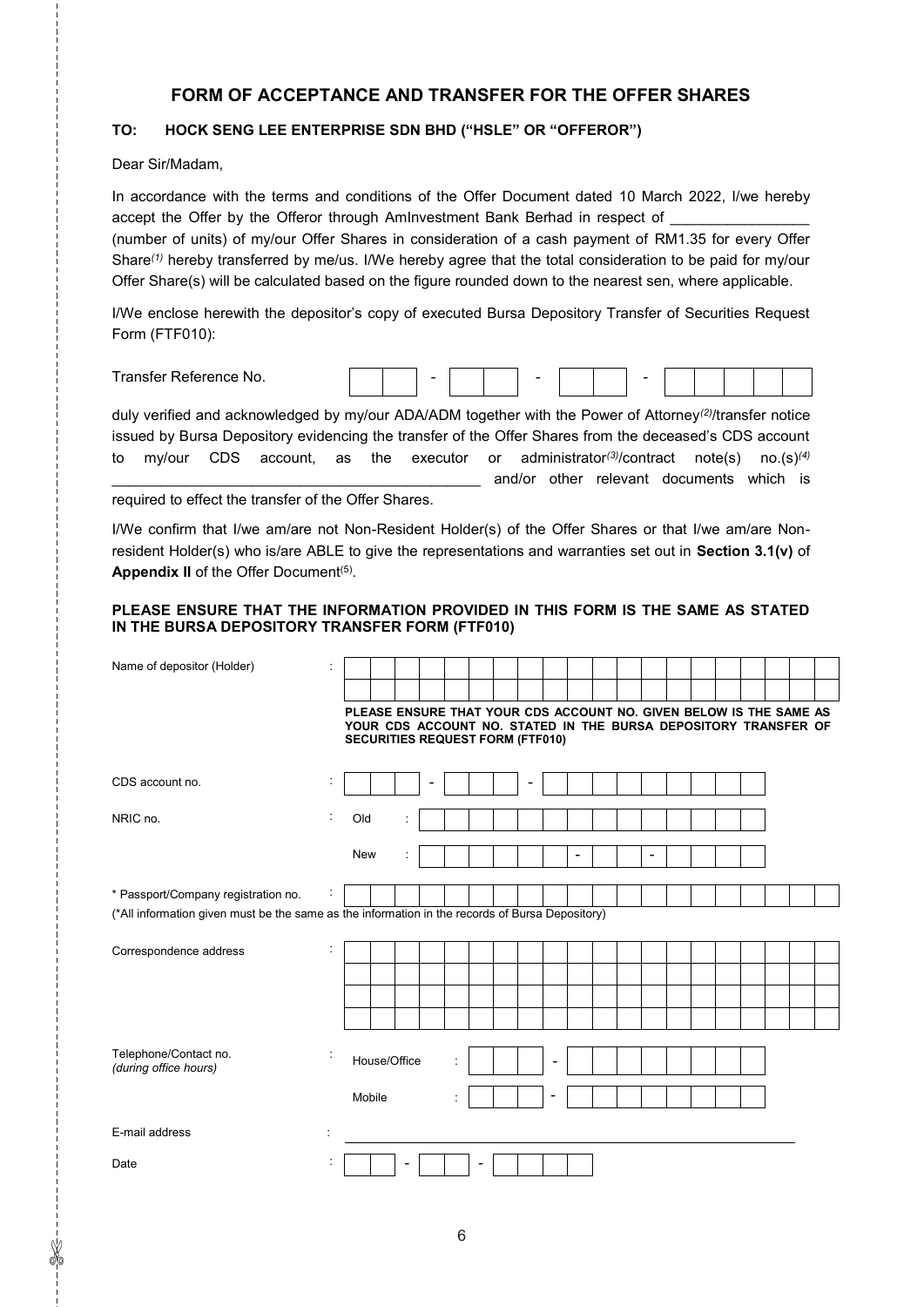## FORM OF ACCEPTANCE AND TRANSFER FOR THE OFFER SHARES

**TO: HOCK SENG LEE ENTERPRISE SDN BHD ("HSLE" OR "OFFEROR")**

Dear Sir/Madam,

In accordance with the terms and conditions of the Offer Document dated 10 March 2022, I/we hereby accept the Offer by the Offeror through AmInvestment Bank Berhad in respect of ________________ (number of units) of my/our Offer Shares in consideration of a cash payment of RM1.35 for every Offer Share*(1)* hereby transferred by me/us. I/We hereby agree that the total consideration to be paid for my/our Offer Share(s) will be calculated based on the figure rounded down to the nearest sen, where applicable.

I/We enclose herewith the depositor's copy of executed Bursa Depository Transfer of Securities Request Form (FTF010):

Transfer Reference No. [ | ] - [ | | ] - [ | | ] - [ | | | | ]

duly verified and acknowledged by my/our ADA/ADM together with the Power of Attorney*(2)*/transfer notice issued by Bursa Depository evidencing the transfer of the Offer Shares from the deceased's CDS account to my/our CDS account, as the executor or administrator*(3)*/contract note(s) no.(s)*(4)* ____________________________________________ and/or other relevant documents which is required to effect the transfer of the Offer Shares.

I/We confirm that I/we am/are not Non-Resident Holder(s) of the Offer Shares or that I/we am/are Non-resident Holder(s) who is/are ABLE to give the representations and warranties set out in **Section 3.1(v)** of **Appendix II** of the Offer Document(5).

**PLEASE ENSURE THAT THE INFORMATION PROVIDED IN THIS FORM IS THE SAME AS STATED IN THE BURSA DEPOSITORY TRANSFER FORM (FTF010)**

Name of depositor (Holder) : ____________________________________________

**PLEASE ENSURE THAT YOUR CDS ACCOUNT NO. GIVEN BELOW IS THE SAME AS YOUR CDS ACCOUNT NO. STATED IN THE BURSA DEPOSITORY TRANSFER OF SECURITIES REQUEST FORM (FTF010)**

CDS account no. : [ | | ] - [ | | | ] - [ | | | | | | | | | ]

NRIC no. : Old : ____________________

New : [ | | | | | ] - [ | | ] - [ | | | ]

\* Passport/Company registration no. : ____________________

(*All information given must be the same as the information in the records of Bursa Depository)

Correspondence address : ____________________________________________

____________________________________________

____________________________________________

____________________________________________

Telephone/Contact no. *(during office hours)* : House/Office : [ | | ] - [ | | | | | | | | ]

Mobile : [ | | ] - [ | | | | | | | | ]

E-mail address : ____________________________________________

Date : [ | ] - [ | ] - [ | | | ]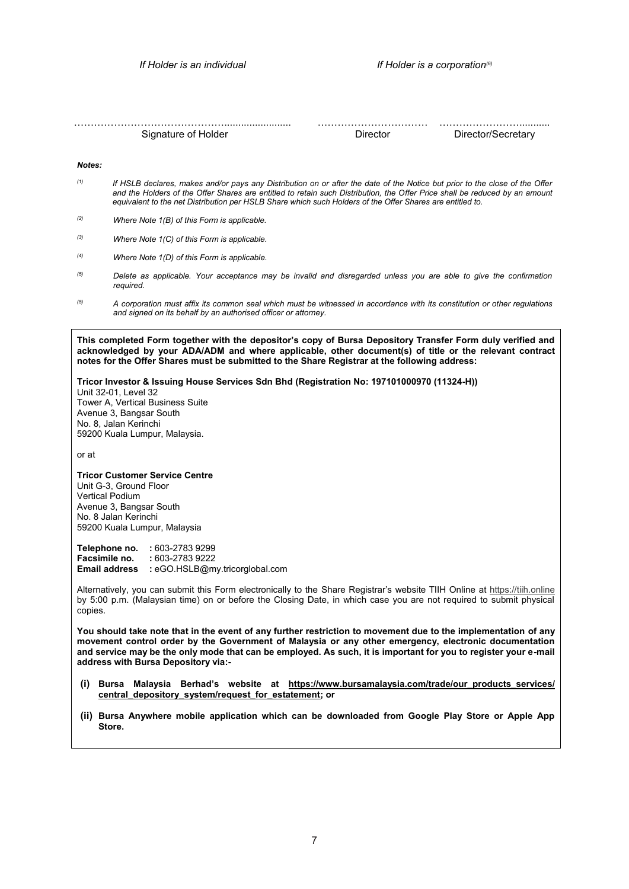*If Holder is an individual* *If Holder is a corporation*[(6)]

| | | |
|---|---|---|
| ………………………………………....................... | …………………………… | ……………………….......... |
| Signature of Holder | Director | Director/Secretary |

***Notes:***

[(1)] *If HSLB declares, makes and/or pays any Distribution on or after the date of the Notice but prior to the close of the Offer and the Holders of the Offer Shares are entitled to retain such Distribution, the Offer Price shall be reduced by an amount equivalent to the net Distribution per HSLB Share which such Holders of the Offer Shares are entitled to.*

[(2)] *Where Note 1(B) of this Form is applicable.*

[(3)] *Where Note 1(C) of this Form is applicable.*

[(4)] *Where Note 1(D) of this Form is applicable.*

[(5)] *Delete as applicable. Your acceptance may be invalid and disregarded unless you are able to give the confirmation required.*

[(5)] *A corporation must affix its common seal which must be witnessed in accordance with its constitution or other regulations and signed on its behalf by an authorised officer or attorney.*

**This completed Form together with the depositor's copy of Bursa Depository Transfer Form duly verified and acknowledged by your ADA/ADM and where applicable, other document(s) of title or the relevant contract notes for the Offer Shares must be submitted to the Share Registrar at the following address:**

**Tricor Investor & Issuing House Services Sdn Bhd (Registration No: 197101000970 (11324-H))**
Unit 32-01, Level 32
Tower A, Vertical Business Suite
Avenue 3, Bangsar South
No. 8, Jalan Kerinchi
59200 Kuala Lumpur, Malaysia.

or at

**Tricor Customer Service Centre**
Unit G-3, Ground Floor
Vertical Podium
Avenue 3, Bangsar South
No. 8 Jalan Kerinchi
59200 Kuala Lumpur, Malaysia

**Telephone no.** : 603-2783 9299
**Facsimile no.** : 603-2783 9222
**Email address** : eGO.HSLB@my.tricorglobal.com

Alternatively, you can submit this Form electronically to the Share Registrar's website TIIH Online at https://tiih.online by 5:00 p.m. (Malaysian time) on or before the Closing Date, in which case you are not required to submit physical copies.

**You should take note that in the event of any further restriction to movement due to the implementation of any movement control order by the Government of Malaysia or any other emergency, electronic documentation and service may be the only mode that can be employed. As such, it is important for you to register your e-mail address with Bursa Depository via:-**

**(i) Bursa Malaysia Berhad's website at https://www.bursamalaysia.com/trade/our_products_services/central_depository_system/request_for_estatement; or**

**(ii) Bursa Anywhere mobile application which can be downloaded from Google Play Store or Apple App Store.**